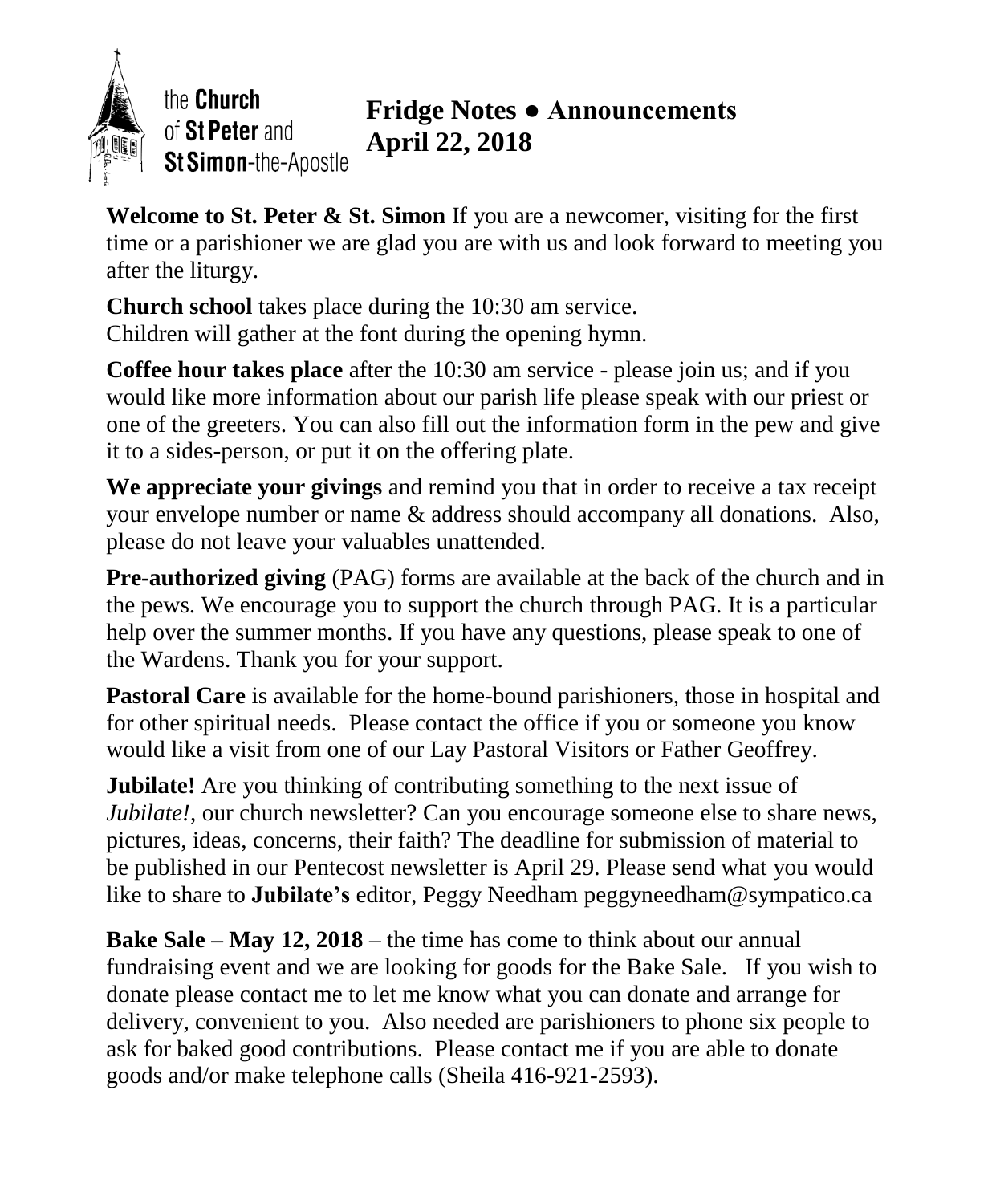the **Church** of **St Peter** and **St Simon**-the-Apostle

# Fridge Notes ● Announcements
## April 22, 2018

**Welcome to St. Peter & St. Simon** If you are a newcomer, visiting for the first time or a parishioner we are glad you are with us and look forward to meeting you after the liturgy.

**Church school** takes place during the 10:30 am service.
Children will gather at the font during the opening hymn.

**Coffee hour takes place** after the 10:30 am service - please join us; and if you would like more information about our parish life please speak with our priest or one of the greeters. You can also fill out the information form in the pew and give it to a sides-person, or put it on the offering plate.

**We appreciate your givings** and remind you that in order to receive a tax receipt your envelope number or name & address should accompany all donations. Also, please do not leave your valuables unattended.

**Pre-authorized giving** (PAG) forms are available at the back of the church and in the pews. We encourage you to support the church through PAG. It is a particular help over the summer months. If you have any questions, please speak to one of the Wardens. Thank you for your support.

**Pastoral Care** is available for the home-bound parishioners, those in hospital and for other spiritual needs. Please contact the office if you or someone you know would like a visit from one of our Lay Pastoral Visitors or Father Geoffrey.

**Jubilate!** Are you thinking of contributing something to the next issue of *Jubilate!*, our church newsletter? Can you encourage someone else to share news, pictures, ideas, concerns, their faith? The deadline for submission of material to be published in our Pentecost newsletter is April 29. Please send what you would like to share to **Jubilate's** editor, Peggy Needham peggyneedham@sympatico.ca

**Bake Sale – May 12, 2018** – the time has come to think about our annual fundraising event and we are looking for goods for the Bake Sale. If you wish to donate please contact me to let me know what you can donate and arrange for delivery, convenient to you. Also needed are parishioners to phone six people to ask for baked good contributions. Please contact me if you are able to donate goods and/or make telephone calls (Sheila 416-921-2593).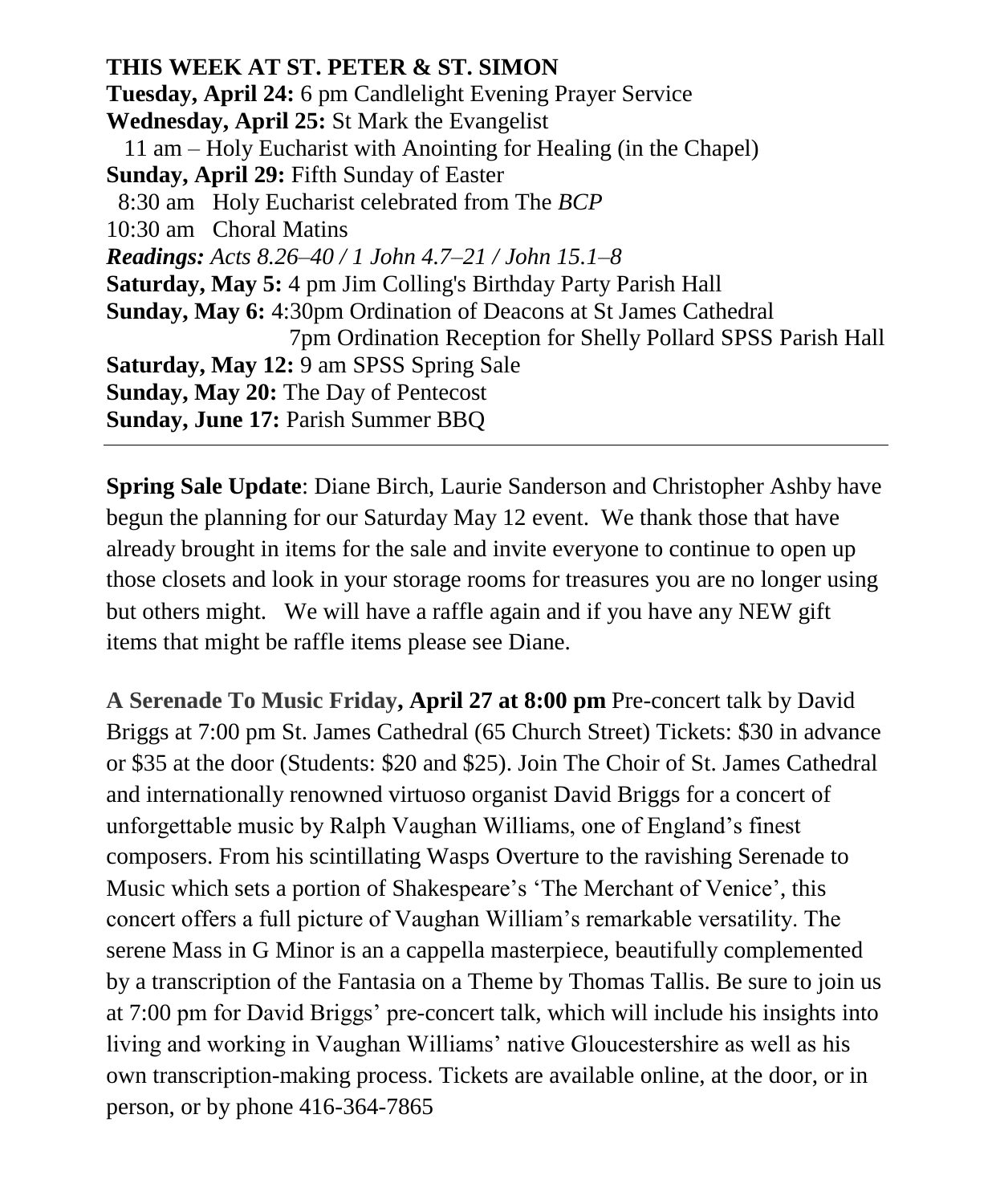**THIS WEEK AT ST. PETER & ST. SIMON**
**Tuesday, April 24:** 6 pm Candlelight Evening Prayer Service
**Wednesday, April 25:** St Mark the Evangelist
11 am – Holy Eucharist with Anointing for Healing (in the Chapel)
**Sunday, April 29:** Fifth Sunday of Easter
8:30 am Holy Eucharist celebrated from The *BCP*
10:30 am Choral Matins
***Readings:*** *Acts 8.26–40 / 1 John 4.7–21 / John 15.1–8*
**Saturday, May 5:** 4 pm Jim Colling's Birthday Party Parish Hall
**Sunday, May 6:** 4:30pm Ordination of Deacons at St James Cathedral
7pm Ordination Reception for Shelly Pollard SPSS Parish Hall
**Saturday, May 12:** 9 am SPSS Spring Sale
**Sunday, May 20:** The Day of Pentecost
**Sunday, June 17:** Parish Summer BBQ

---

**Spring Sale Update**: Diane Birch, Laurie Sanderson and Christopher Ashby have begun the planning for our Saturday May 12 event. We thank those that have already brought in items for the sale and invite everyone to continue to open up those closets and look in your storage rooms for treasures you are no longer using but others might. We will have a raffle again and if you have any NEW gift items that might be raffle items please see Diane.

**A Serenade To Music Friday, April 27 at 8:00 pm** Pre-concert talk by David Briggs at 7:00 pm St. James Cathedral (65 Church Street) Tickets: $30 in advance or $35 at the door (Students: $20 and $25). Join The Choir of St. James Cathedral and internationally renowned virtuoso organist David Briggs for a concert of unforgettable music by Ralph Vaughan Williams, one of England's finest composers. From his scintillating Wasps Overture to the ravishing Serenade to Music which sets a portion of Shakespeare's 'The Merchant of Venice', this concert offers a full picture of Vaughan William's remarkable versatility. The serene Mass in G Minor is an a cappella masterpiece, beautifully complemented by a transcription of the Fantasia on a Theme by Thomas Tallis. Be sure to join us at 7:00 pm for David Briggs' pre-concert talk, which will include his insights into living and working in Vaughan Williams' native Gloucestershire as well as his own transcription-making process. Tickets are available online, at the door, or in person, or by phone 416-364-7865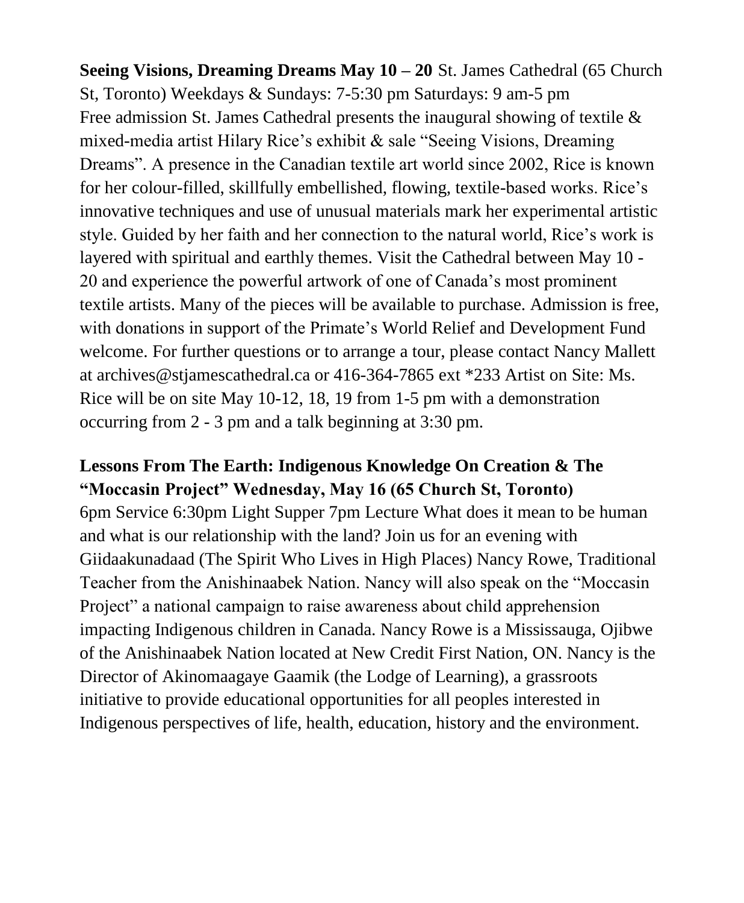**Seeing Visions, Dreaming Dreams May 10 – 20** St. James Cathedral (65 Church St, Toronto) Weekdays & Sundays: 7-5:30 pm Saturdays: 9 am-5 pm Free admission St. James Cathedral presents the inaugural showing of textile & mixed-media artist Hilary Rice's exhibit & sale "Seeing Visions, Dreaming Dreams". A presence in the Canadian textile art world since 2002, Rice is known for her colour-filled, skillfully embellished, flowing, textile-based works. Rice's innovative techniques and use of unusual materials mark her experimental artistic style. Guided by her faith and her connection to the natural world, Rice's work is layered with spiritual and earthly themes. Visit the Cathedral between May 10 - 20 and experience the powerful artwork of one of Canada's most prominent textile artists. Many of the pieces will be available to purchase. Admission is free, with donations in support of the Primate's World Relief and Development Fund welcome. For further questions or to arrange a tour, please contact Nancy Mallett at archives@stjamescathedral.ca or 416-364-7865 ext *233 Artist on Site: Ms. Rice will be on site May 10-12, 18, 19 from 1-5 pm with a demonstration occurring from 2 - 3 pm and a talk beginning at 3:30 pm.

**Lessons From The Earth: Indigenous Knowledge On Creation & The "Moccasin Project" Wednesday, May 16 (65 Church St, Toronto)** 6pm Service 6:30pm Light Supper 7pm Lecture What does it mean to be human and what is our relationship with the land? Join us for an evening with Giidaakunadaad (The Spirit Who Lives in High Places) Nancy Rowe, Traditional Teacher from the Anishinaabek Nation. Nancy will also speak on the "Moccasin Project" a national campaign to raise awareness about child apprehension impacting Indigenous children in Canada. Nancy Rowe is a Mississauga, Ojibwe of the Anishinaabek Nation located at New Credit First Nation, ON. Nancy is the Director of Akinomaagaye Gaamik (the Lodge of Learning), a grassroots initiative to provide educational opportunities for all peoples interested in Indigenous perspectives of life, health, education, history and the environment.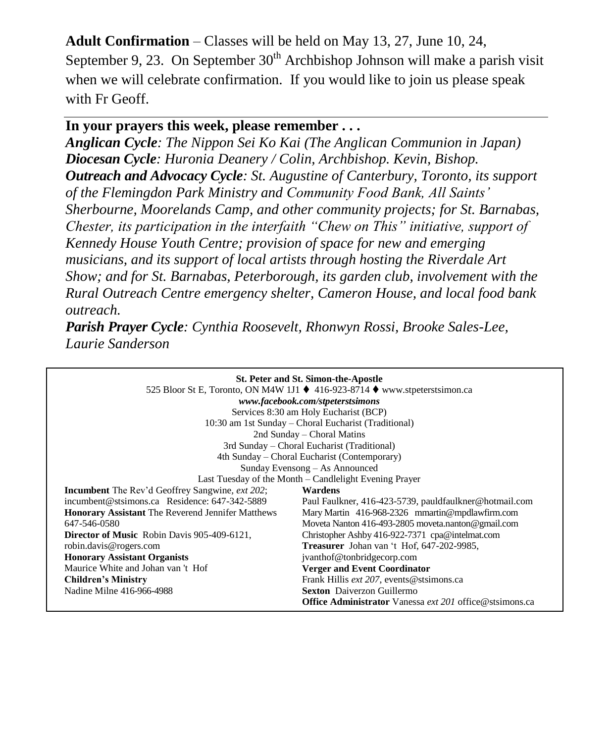**Adult Confirmation** – Classes will be held on May 13, 27, June 10, 24, September 9, 23. On September 30th Archbishop Johnson will make a parish visit when we will celebrate confirmation. If you would like to join us please speak with Fr Geoff.

---

**In your prayers this week, please remember . . .**

***Anglican Cycle****: The Nippon Sei Ko Kai (The Anglican Communion in Japan)*

***Diocesan Cycle****: Huronia Deanery / Colin, Archbishop. Kevin, Bishop.*

***Outreach and Advocacy Cycle****: St. Augustine of Canterbury, Toronto, its support of the Flemingdon Park Ministry and Community Food Bank, All Saints' Sherbourne, Moorelands Camp, and other community projects; for St. Barnabas, Chester, its participation in the interfaith "Chew on This" initiative, support of Kennedy House Youth Centre; provision of space for new and emerging musicians, and its support of local artists through hosting the Riverdale Art Show; and for St. Barnabas, Peterborough, its garden club, involvement with the Rural Outreach Centre emergency shelter, Cameron House, and local food bank outreach.*

***Parish Prayer Cycle****: Cynthia Roosevelt, Rhonwyn Rossi, Brooke Sales-Lee, Laurie Sanderson*

---

**St. Peter and St. Simon-the-Apostle**
525 Bloor St E, Toronto, ON M4W 1J1 ♦ 416-923-8714 ♦ www.stpeterstsimon.ca
***www.facebook.com/stpeterstsimons***
Services 8:30 am Holy Eucharist (BCP)
10:30 am 1st Sunday – Choral Eucharist (Traditional)
2nd Sunday – Choral Matins
3rd Sunday – Choral Eucharist (Traditional)
4th Sunday – Choral Eucharist (Contemporary)
Sunday Evensong – As Announced
Last Tuesday of the Month – Candlelight Evening Prayer

**Incumbent** The Rev'd Geoffrey Sangwine, *ext 202*;
incumbent@stsimons.ca Residence: 647-342-5889
**Honorary Assistant** The Reverend Jennifer Matthews
647-546-0580
**Director of Music** Robin Davis 905-409-6121,
robin.davis@rogers.com
**Honorary Assistant Organists**
Maurice White and Johan van 't Hof
**Children's Ministry**
Nadine Milne 416-966-4988

**Wardens**
Paul Faulkner, 416-423-5739, pauldfaulkner@hotmail.com
Mary Martin 416-968-2326 mmartin@mpdlawfirm.com
Moveta Nanton 416-493-2805 moveta.nanton@gmail.com
Christopher Ashby 416-922-7371 cpa@intelmat.com
**Treasurer** Johan van 't Hof, 647-202-9985,
jvanthof@tonbridgecorp.com
**Verger and Event Coordinator**
Frank Hillis *ext 207*, events@stsimons.ca
**Sexton** Daiverzon Guillermo
**Office Administrator** Vanessa *ext 201* office@stsimons.ca